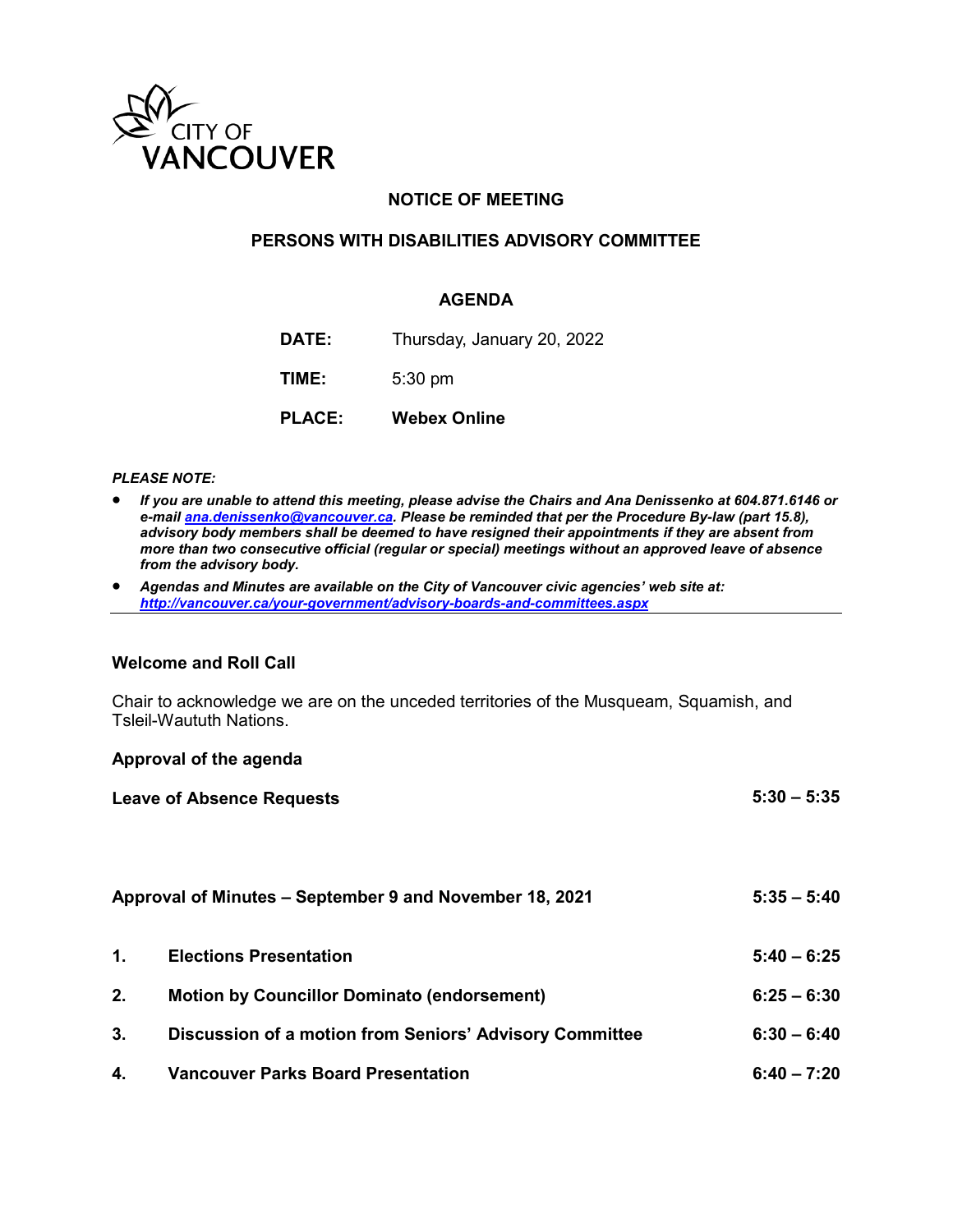CITY OF VANCOUVER

# NOTICE OF MEETING

## PERSONS WITH DISABILITIES ADVISORY COMMITTEE

### AGENDA

**DATE:** Thursday, January 20, 2022

**TIME:** 5:30 pm

**PLACE:** **Webex Online**

***PLEASE NOTE:***

- ***If you are unable to attend this meeting, please advise the Chairs and Ana Denissenko at 604.871.6146 or e-mail ana.denissenko@vancouver.ca. Please be reminded that per the Procedure By-law (part 15.8), advisory body members shall be deemed to have resigned their appointments if they are absent from more than two consecutive official (regular or special) meetings without an approved leave of absence from the advisory body.***
- ***Agendas and Minutes are available on the City of Vancouver civic agencies' web site at: http://vancouver.ca/your-government/advisory-boards-and-committees.aspx***

---

**Welcome and Roll Call**

Chair to acknowledge we are on the unceded territories of the Musqueam, Squamish, and Tsleil-Waututh Nations.

**Approval of the agenda**

**Leave of Absence Requests** **5:30 – 5:35**

**Approval of Minutes – September 9 and November 18, 2021** **5:35 – 5:40**

1. **Elections Presentation** **5:40 – 6:25**
2. **Motion by Councillor Dominato (endorsement)** **6:25 – 6:30**
3. **Discussion of a motion from Seniors' Advisory Committee** **6:30 – 6:40**
4. **Vancouver Parks Board Presentation** **6:40 – 7:20**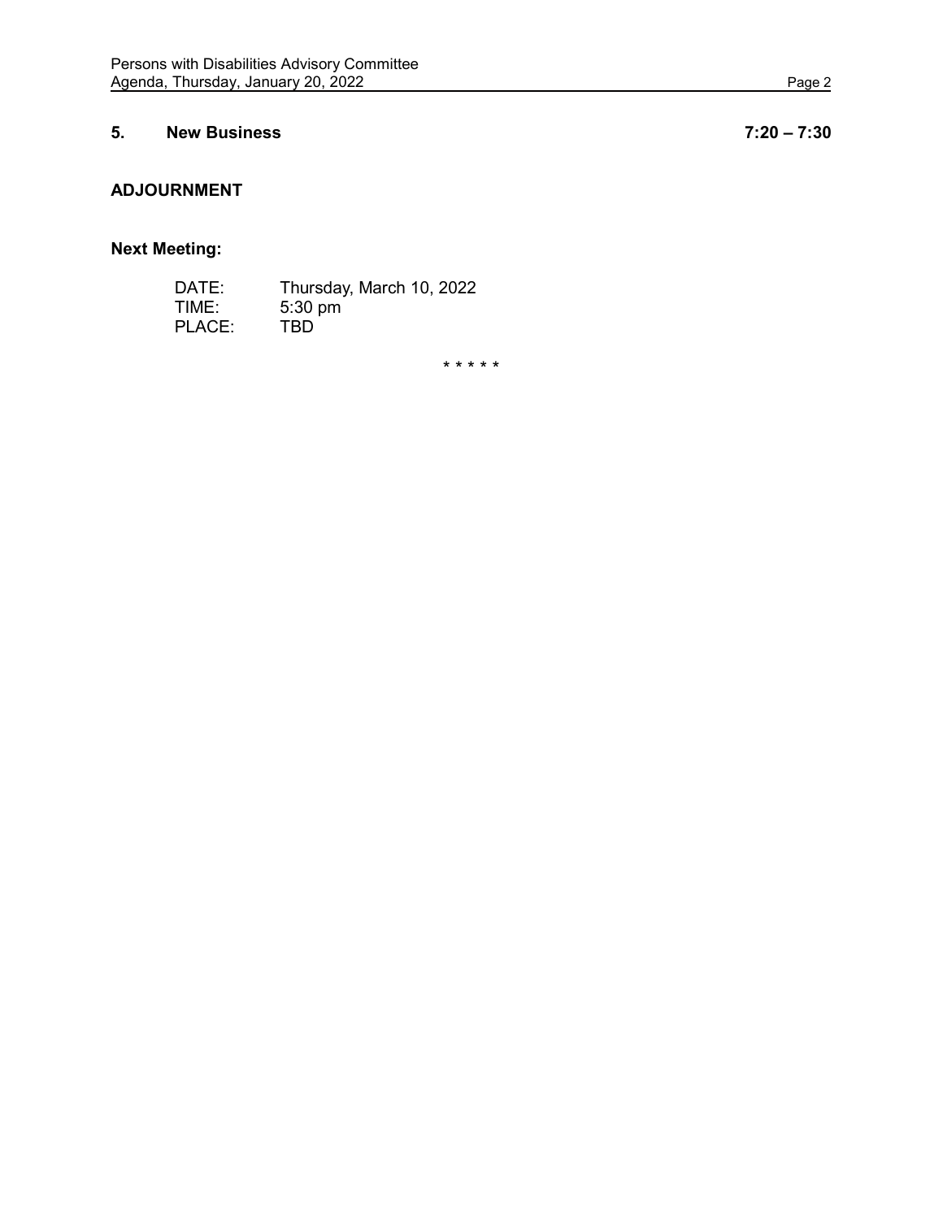## 5. New Business 7:20 – 7:30

## ADJOURNMENT

**Next Meeting:**

| | |
|---|---|
| DATE: | Thursday, March 10, 2022 |
| TIME: | 5:30 pm |
| PLACE: | TBD |

\* \* \* \* \*